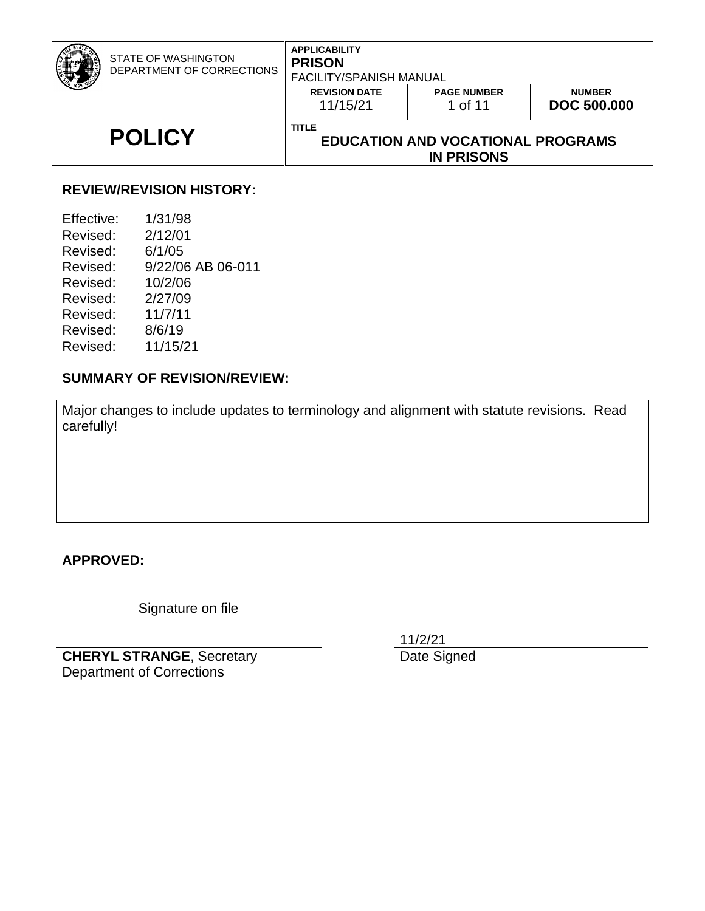| STATE OF WASHINGTON DEPARTMENT OF CORRECTIONS | APPLICABILITY **PRISON** FACILITY/SPANISH MANUAL | | |
|---|---|---|---|
| | **REVISION DATE** 11/15/21 | **PAGE NUMBER** 1 of 11 | **NUMBER** **DOC 500.000** |
| **POLICY** | **TITLE** **EDUCATION AND VOCATIONAL PROGRAMS IN PRISONS** | | |

**REVIEW/REVISION HISTORY:**

Effective: 1/31/98
Revised: 2/12/01
Revised: 6/1/05
Revised: 9/22/06 AB 06-011
Revised: 10/2/06
Revised: 2/27/09
Revised: 11/7/11
Revised: 8/6/19
Revised: 11/15/21

**SUMMARY OF REVISION/REVIEW:**

Major changes to include updates to terminology and alignment with statute revisions. Read carefully!

**APPROVED:**

Signature on file

**CHERYL STRANGE**, Secretary
Department of Corrections

11/2/21
Date Signed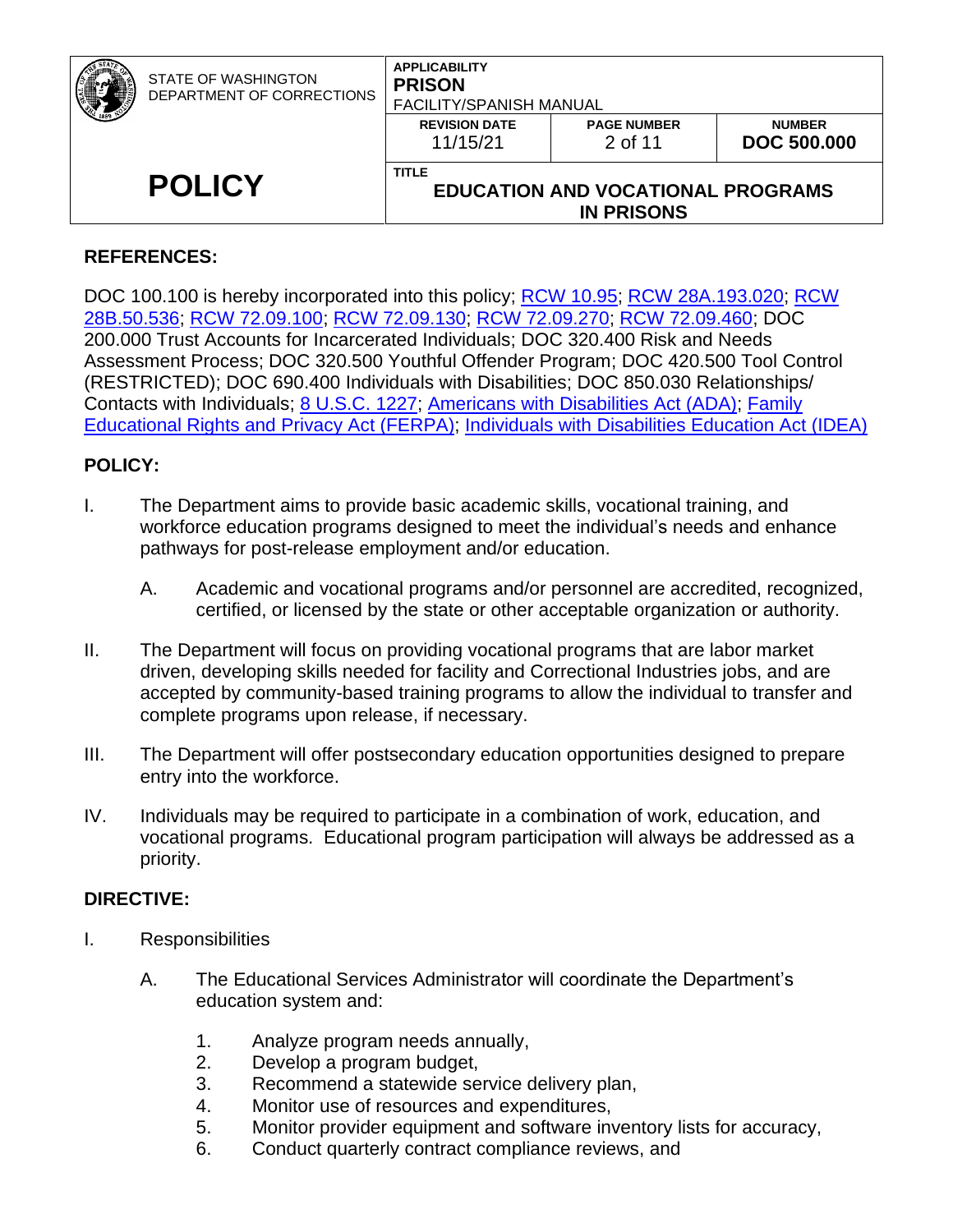## REFERENCES:

DOC 100.100 is hereby incorporated into this policy; RCW 10.95; RCW 28A.193.020; RCW 28B.50.536; RCW 72.09.100; RCW 72.09.130; RCW 72.09.270; RCW 72.09.460; DOC 200.000 Trust Accounts for Incarcerated Individuals; DOC 320.400 Risk and Needs Assessment Process; DOC 320.500 Youthful Offender Program; DOC 420.500 Tool Control (RESTRICTED); DOC 690.400 Individuals with Disabilities; DOC 850.030 Relationships/ Contacts with Individuals; 8 U.S.C. 1227; Americans with Disabilities Act (ADA); Family Educational Rights and Privacy Act (FERPA); Individuals with Disabilities Education Act (IDEA)

## POLICY:

I. The Department aims to provide basic academic skills, vocational training, and workforce education programs designed to meet the individual's needs and enhance pathways for post-release employment and/or education.

   A. Academic and vocational programs and/or personnel are accredited, recognized, certified, or licensed by the state or other acceptable organization or authority.

II. The Department will focus on providing vocational programs that are labor market driven, developing skills needed for facility and Correctional Industries jobs, and are accepted by community-based training programs to allow the individual to transfer and complete programs upon release, if necessary.

III. The Department will offer postsecondary education opportunities designed to prepare entry into the workforce.

IV. Individuals may be required to participate in a combination of work, education, and vocational programs. Educational program participation will always be addressed as a priority.

## DIRECTIVE:

I. Responsibilities

   A. The Educational Services Administrator will coordinate the Department's education system and:

      1. Analyze program needs annually,
      2. Develop a program budget,
      3. Recommend a statewide service delivery plan,
      4. Monitor use of resources and expenditures,
      5. Monitor provider equipment and software inventory lists for accuracy,
      6. Conduct quarterly contract compliance reviews, and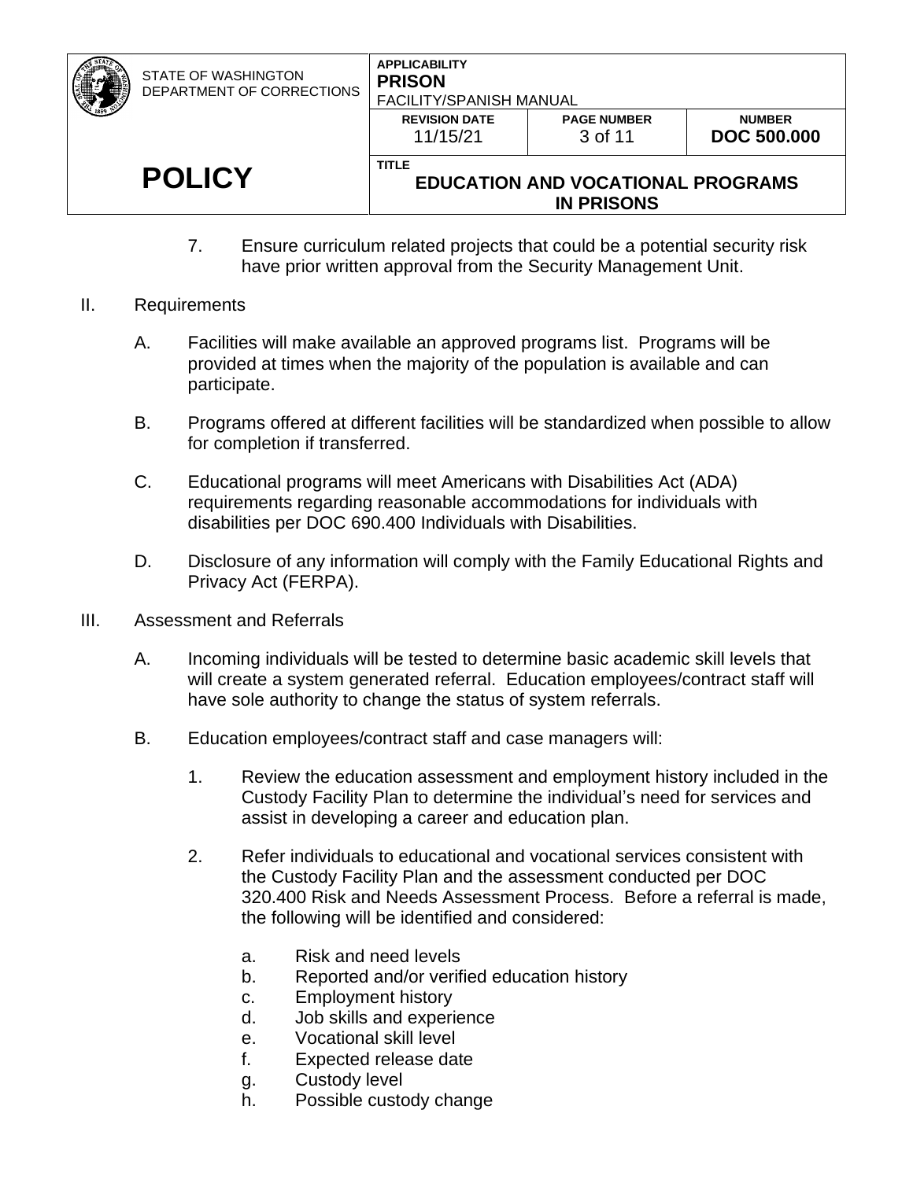7. Ensure curriculum related projects that could be a potential security risk have prior written approval from the Security Management Unit.

II. Requirements

A. Facilities will make available an approved programs list. Programs will be provided at times when the majority of the population is available and can participate.

B. Programs offered at different facilities will be standardized when possible to allow for completion if transferred.

C. Educational programs will meet Americans with Disabilities Act (ADA) requirements regarding reasonable accommodations for individuals with disabilities per DOC 690.400 Individuals with Disabilities.

D. Disclosure of any information will comply with the Family Educational Rights and Privacy Act (FERPA).

III. Assessment and Referrals

A. Incoming individuals will be tested to determine basic academic skill levels that will create a system generated referral. Education employees/contract staff will have sole authority to change the status of system referrals.

B. Education employees/contract staff and case managers will:

1. Review the education assessment and employment history included in the Custody Facility Plan to determine the individual's need for services and assist in developing a career and education plan.

2. Refer individuals to educational and vocational services consistent with the Custody Facility Plan and the assessment conducted per DOC 320.400 Risk and Needs Assessment Process. Before a referral is made, the following will be identified and considered:

   a. Risk and need levels
   b. Reported and/or verified education history
   c. Employment history
   d. Job skills and experience
   e. Vocational skill level
   f. Expected release date
   g. Custody level
   h. Possible custody change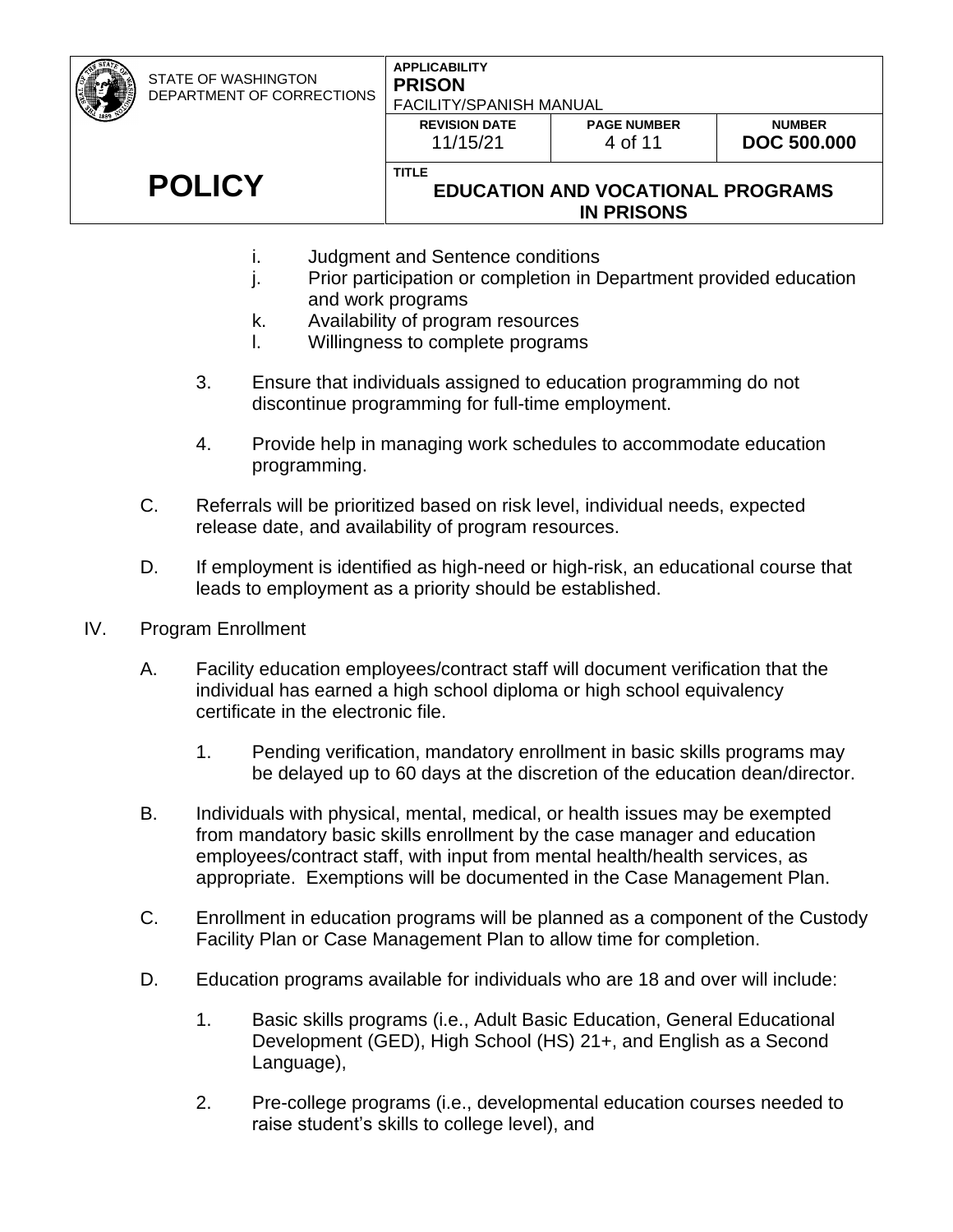i. Judgment and Sentence conditions
j. Prior participation or completion in Department provided education and work programs
k. Availability of program resources
l. Willingness to complete programs

3. Ensure that individuals assigned to education programming do not discontinue programming for full-time employment.

4. Provide help in managing work schedules to accommodate education programming.

C. Referrals will be prioritized based on risk level, individual needs, expected release date, and availability of program resources.

D. If employment is identified as high-need or high-risk, an educational course that leads to employment as a priority should be established.

IV. Program Enrollment

A. Facility education employees/contract staff will document verification that the individual has earned a high school diploma or high school equivalency certificate in the electronic file.

1. Pending verification, mandatory enrollment in basic skills programs may be delayed up to 60 days at the discretion of the education dean/director.

B. Individuals with physical, mental, medical, or health issues may be exempted from mandatory basic skills enrollment by the case manager and education employees/contract staff, with input from mental health/health services, as appropriate. Exemptions will be documented in the Case Management Plan.

C. Enrollment in education programs will be planned as a component of the Custody Facility Plan or Case Management Plan to allow time for completion.

D. Education programs available for individuals who are 18 and over will include:

1. Basic skills programs (i.e., Adult Basic Education, General Educational Development (GED), High School (HS) 21+, and English as a Second Language),

2. Pre-college programs (i.e., developmental education courses needed to raise student's skills to college level), and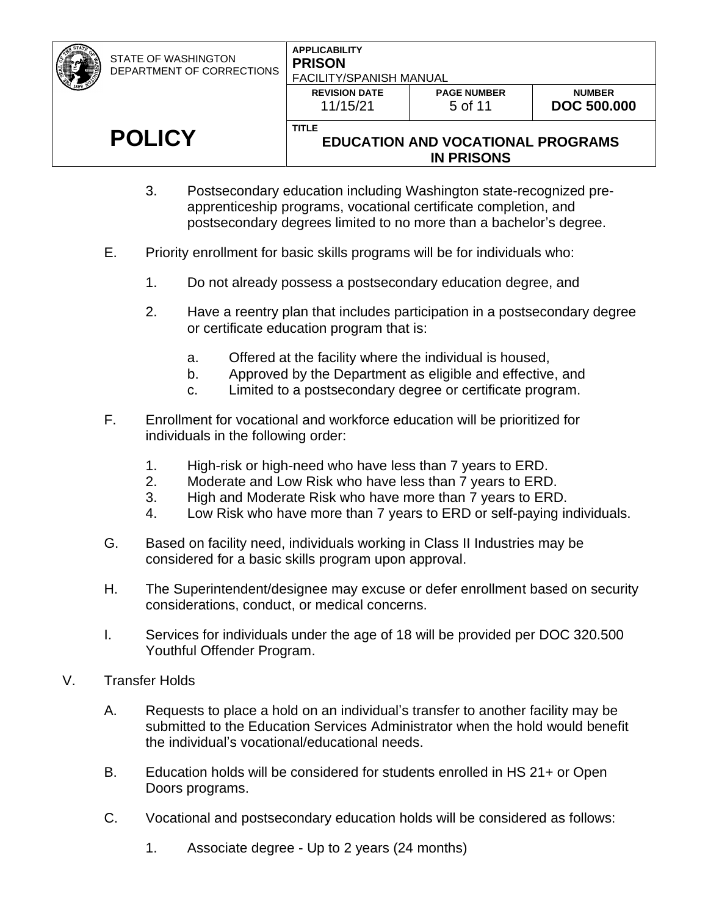3. Postsecondary education including Washington state-recognized pre-apprenticeship programs, vocational certificate completion, and postsecondary degrees limited to no more than a bachelor's degree.

E. Priority enrollment for basic skills programs will be for individuals who:

   1. Do not already possess a postsecondary education degree, and

   2. Have a reentry plan that includes participation in a postsecondary degree or certificate education program that is:

      a. Offered at the facility where the individual is housed,
      b. Approved by the Department as eligible and effective, and
      c. Limited to a postsecondary degree or certificate program.

F. Enrollment for vocational and workforce education will be prioritized for individuals in the following order:

   1. High-risk or high-need who have less than 7 years to ERD.
   2. Moderate and Low Risk who have less than 7 years to ERD.
   3. High and Moderate Risk who have more than 7 years to ERD.
   4. Low Risk who have more than 7 years to ERD or self-paying individuals.

G. Based on facility need, individuals working in Class II Industries may be considered for a basic skills program upon approval.

H. The Superintendent/designee may excuse or defer enrollment based on security considerations, conduct, or medical concerns.

I. Services for individuals under the age of 18 will be provided per DOC 320.500 Youthful Offender Program.

V. Transfer Holds

A. Requests to place a hold on an individual's transfer to another facility may be submitted to the Education Services Administrator when the hold would benefit the individual's vocational/educational needs.

B. Education holds will be considered for students enrolled in HS 21+ or Open Doors programs.

C. Vocational and postsecondary education holds will be considered as follows:

   1. Associate degree - Up to 2 years (24 months)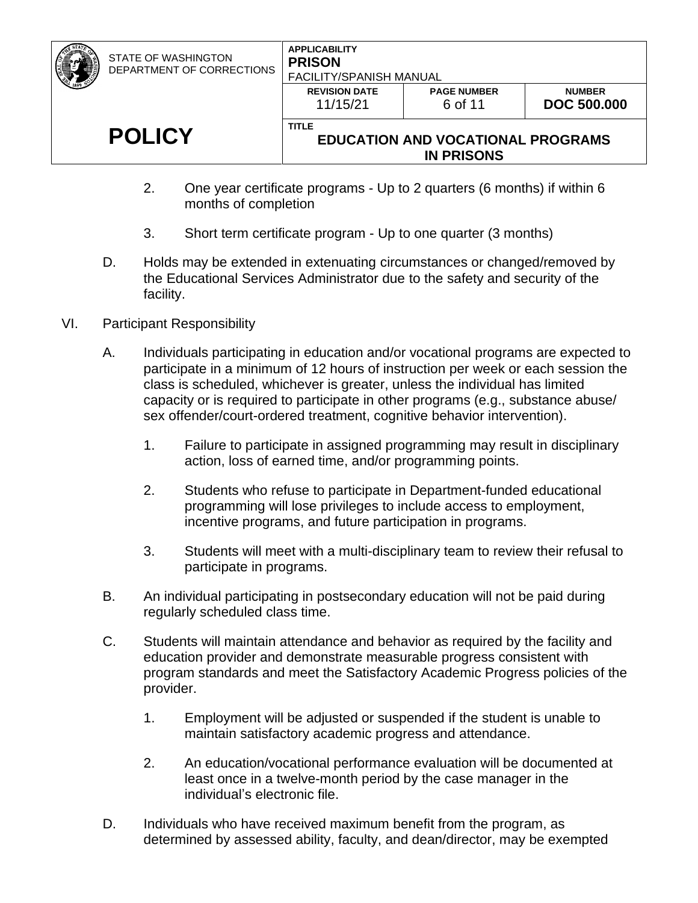2. One year certificate programs - Up to 2 quarters (6 months) if within 6 months of completion

3. Short term certificate program - Up to one quarter (3 months)

D. Holds may be extended in extenuating circumstances or changed/removed by the Educational Services Administrator due to the safety and security of the facility.

VI. Participant Responsibility

A. Individuals participating in education and/or vocational programs are expected to participate in a minimum of 12 hours of instruction per week or each session the class is scheduled, whichever is greater, unless the individual has limited capacity or is required to participate in other programs (e.g., substance abuse/ sex offender/court-ordered treatment, cognitive behavior intervention).

1. Failure to participate in assigned programming may result in disciplinary action, loss of earned time, and/or programming points.

2. Students who refuse to participate in Department-funded educational programming will lose privileges to include access to employment, incentive programs, and future participation in programs.

3. Students will meet with a multi-disciplinary team to review their refusal to participate in programs.

B. An individual participating in postsecondary education will not be paid during regularly scheduled class time.

C. Students will maintain attendance and behavior as required by the facility and education provider and demonstrate measurable progress consistent with program standards and meet the Satisfactory Academic Progress policies of the provider.

1. Employment will be adjusted or suspended if the student is unable to maintain satisfactory academic progress and attendance.

2. An education/vocational performance evaluation will be documented at least once in a twelve-month period by the case manager in the individual's electronic file.

D. Individuals who have received maximum benefit from the program, as determined by assessed ability, faculty, and dean/director, may be exempted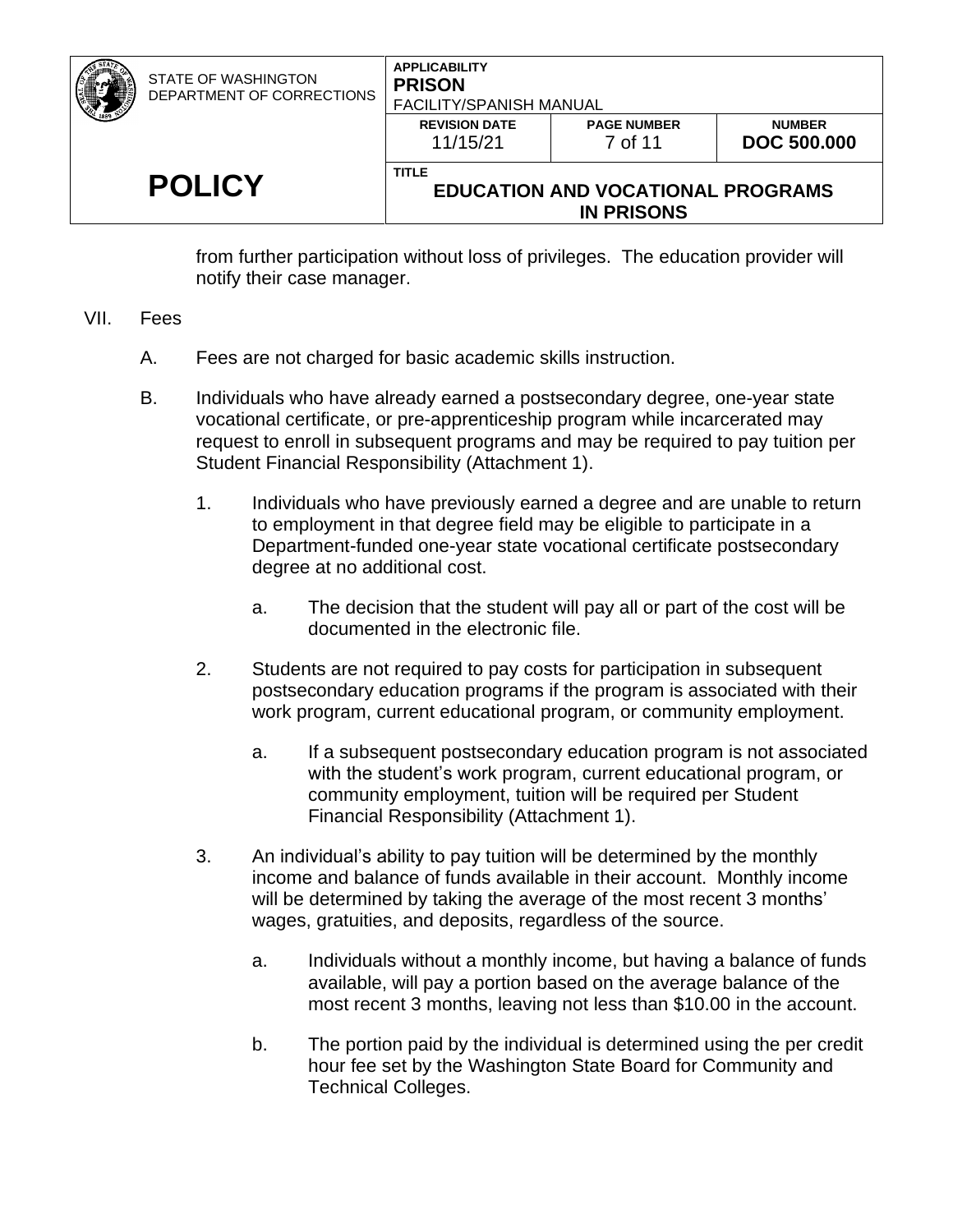from further participation without loss of privileges. The education provider will notify their case manager.

VII. Fees

A. Fees are not charged for basic academic skills instruction.

B. Individuals who have already earned a postsecondary degree, one-year state vocational certificate, or pre-apprenticeship program while incarcerated may request to enroll in subsequent programs and may be required to pay tuition per Student Financial Responsibility (Attachment 1).

1. Individuals who have previously earned a degree and are unable to return to employment in that degree field may be eligible to participate in a Department-funded one-year state vocational certificate postsecondary degree at no additional cost.

   a. The decision that the student will pay all or part of the cost will be documented in the electronic file.

2. Students are not required to pay costs for participation in subsequent postsecondary education programs if the program is associated with their work program, current educational program, or community employment.

   a. If a subsequent postsecondary education program is not associated with the student's work program, current educational program, or community employment, tuition will be required per Student Financial Responsibility (Attachment 1).

3. An individual's ability to pay tuition will be determined by the monthly income and balance of funds available in their account. Monthly income will be determined by taking the average of the most recent 3 months' wages, gratuities, and deposits, regardless of the source.

   a. Individuals without a monthly income, but having a balance of funds available, will pay a portion based on the average balance of the most recent 3 months, leaving not less than $10.00 in the account.

   b. The portion paid by the individual is determined using the per credit hour fee set by the Washington State Board for Community and Technical Colleges.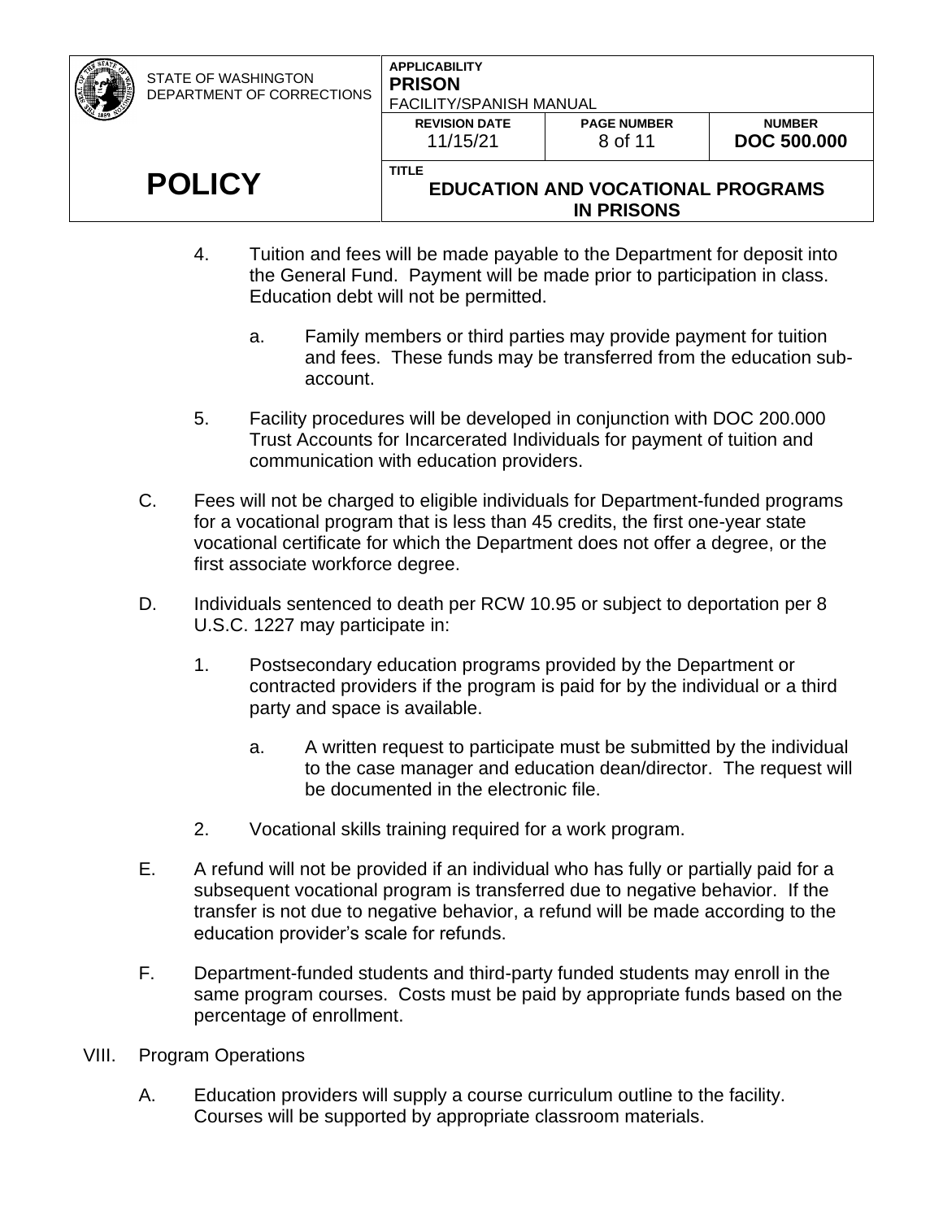4. Tuition and fees will be made payable to the Department for deposit into the General Fund. Payment will be made prior to participation in class. Education debt will not be permitted.

    a. Family members or third parties may provide payment for tuition and fees. These funds may be transferred from the education sub-account.

5. Facility procedures will be developed in conjunction with DOC 200.000 Trust Accounts for Incarcerated Individuals for payment of tuition and communication with education providers.

C. Fees will not be charged to eligible individuals for Department-funded programs for a vocational program that is less than 45 credits, the first one-year state vocational certificate for which the Department does not offer a degree, or the first associate workforce degree.

D. Individuals sentenced to death per RCW 10.95 or subject to deportation per 8 U.S.C. 1227 may participate in:

1. Postsecondary education programs provided by the Department or contracted providers if the program is paid for by the individual or a third party and space is available.

    a. A written request to participate must be submitted by the individual to the case manager and education dean/director. The request will be documented in the electronic file.

2. Vocational skills training required for a work program.

E. A refund will not be provided if an individual who has fully or partially paid for a subsequent vocational program is transferred due to negative behavior. If the transfer is not due to negative behavior, a refund will be made according to the education provider's scale for refunds.

F. Department-funded students and third-party funded students may enroll in the same program courses. Costs must be paid by appropriate funds based on the percentage of enrollment.

VIII. Program Operations

A. Education providers will supply a course curriculum outline to the facility. Courses will be supported by appropriate classroom materials.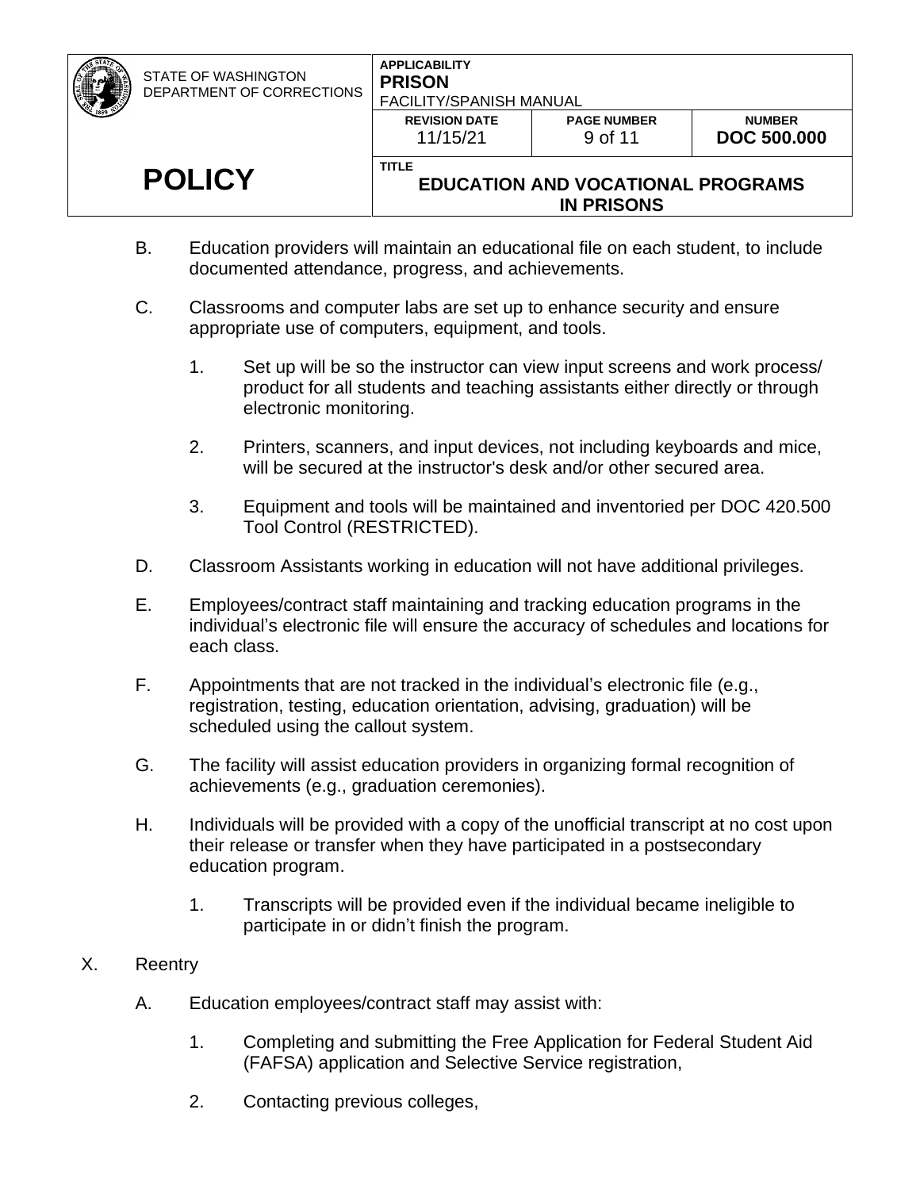B. Education providers will maintain an educational file on each student, to include documented attendance, progress, and achievements.

C. Classrooms and computer labs are set up to enhance security and ensure appropriate use of computers, equipment, and tools.

   1. Set up will be so the instructor can view input screens and work process/ product for all students and teaching assistants either directly or through electronic monitoring.

   2. Printers, scanners, and input devices, not including keyboards and mice, will be secured at the instructor's desk and/or other secured area.

   3. Equipment and tools will be maintained and inventoried per DOC 420.500 Tool Control (RESTRICTED).

D. Classroom Assistants working in education will not have additional privileges.

E. Employees/contract staff maintaining and tracking education programs in the individual's electronic file will ensure the accuracy of schedules and locations for each class.

F. Appointments that are not tracked in the individual's electronic file (e.g., registration, testing, education orientation, advising, graduation) will be scheduled using the callout system.

G. The facility will assist education providers in organizing formal recognition of achievements (e.g., graduation ceremonies).

H. Individuals will be provided with a copy of the unofficial transcript at no cost upon their release or transfer when they have participated in a postsecondary education program.

   1. Transcripts will be provided even if the individual became ineligible to participate in or didn't finish the program.

X. Reentry

A. Education employees/contract staff may assist with:

   1. Completing and submitting the Free Application for Federal Student Aid (FAFSA) application and Selective Service registration,

   2. Contacting previous colleges,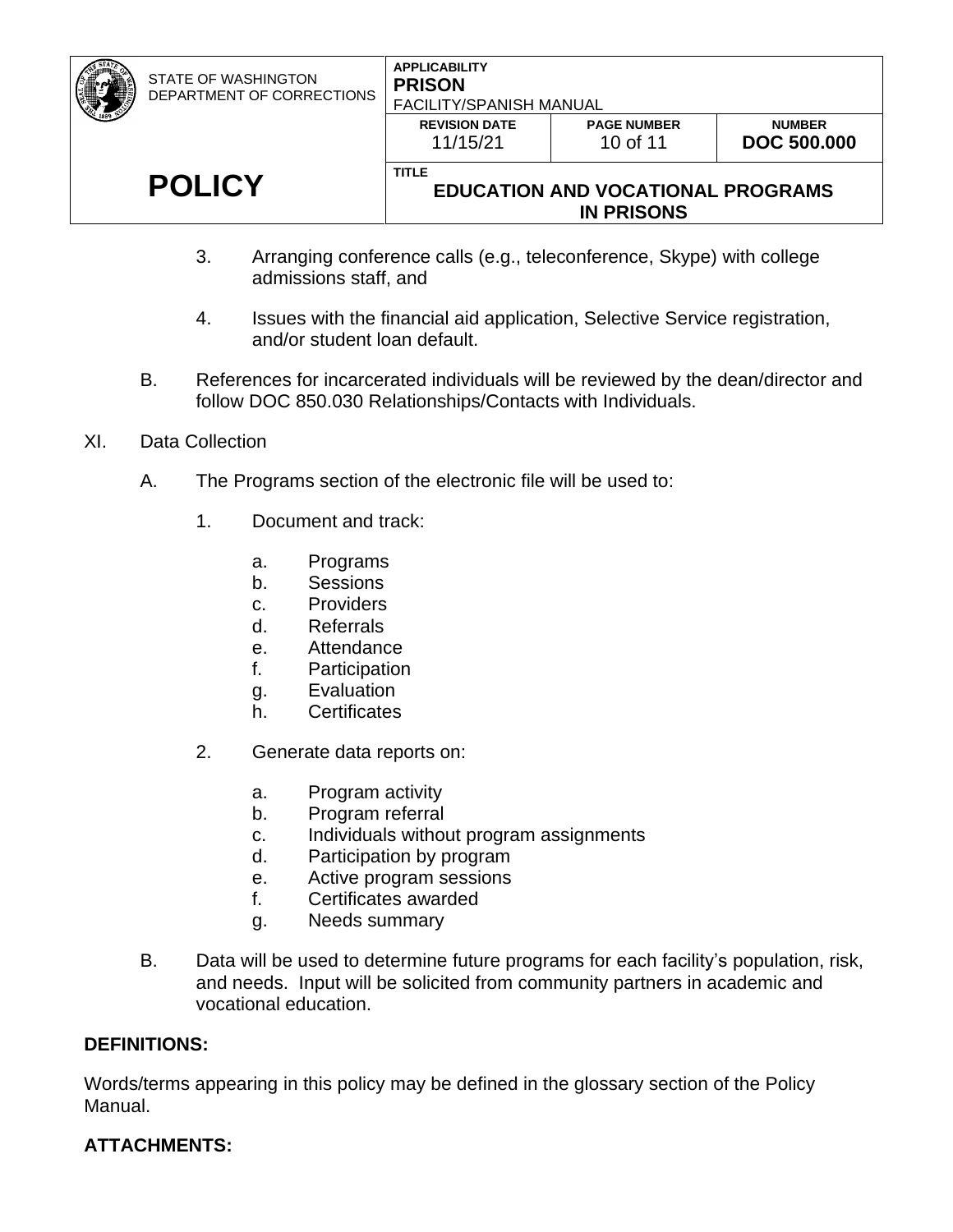3. Arranging conference calls (e.g., teleconference, Skype) with college admissions staff, and

4. Issues with the financial aid application, Selective Service registration, and/or student loan default.

B. References for incarcerated individuals will be reviewed by the dean/director and follow DOC 850.030 Relationships/Contacts with Individuals.

XI. Data Collection

A. The Programs section of the electronic file will be used to:

1. Document and track:

   a. Programs
   b. Sessions
   c. Providers
   d. Referrals
   e. Attendance
   f. Participation
   g. Evaluation
   h. Certificates

2. Generate data reports on:

   a. Program activity
   b. Program referral
   c. Individuals without program assignments
   d. Participation by program
   e. Active program sessions
   f. Certificates awarded
   g. Needs summary

B. Data will be used to determine future programs for each facility's population, risk, and needs. Input will be solicited from community partners in academic and vocational education.

**DEFINITIONS:**

Words/terms appearing in this policy may be defined in the glossary section of the Policy Manual.

**ATTACHMENTS:**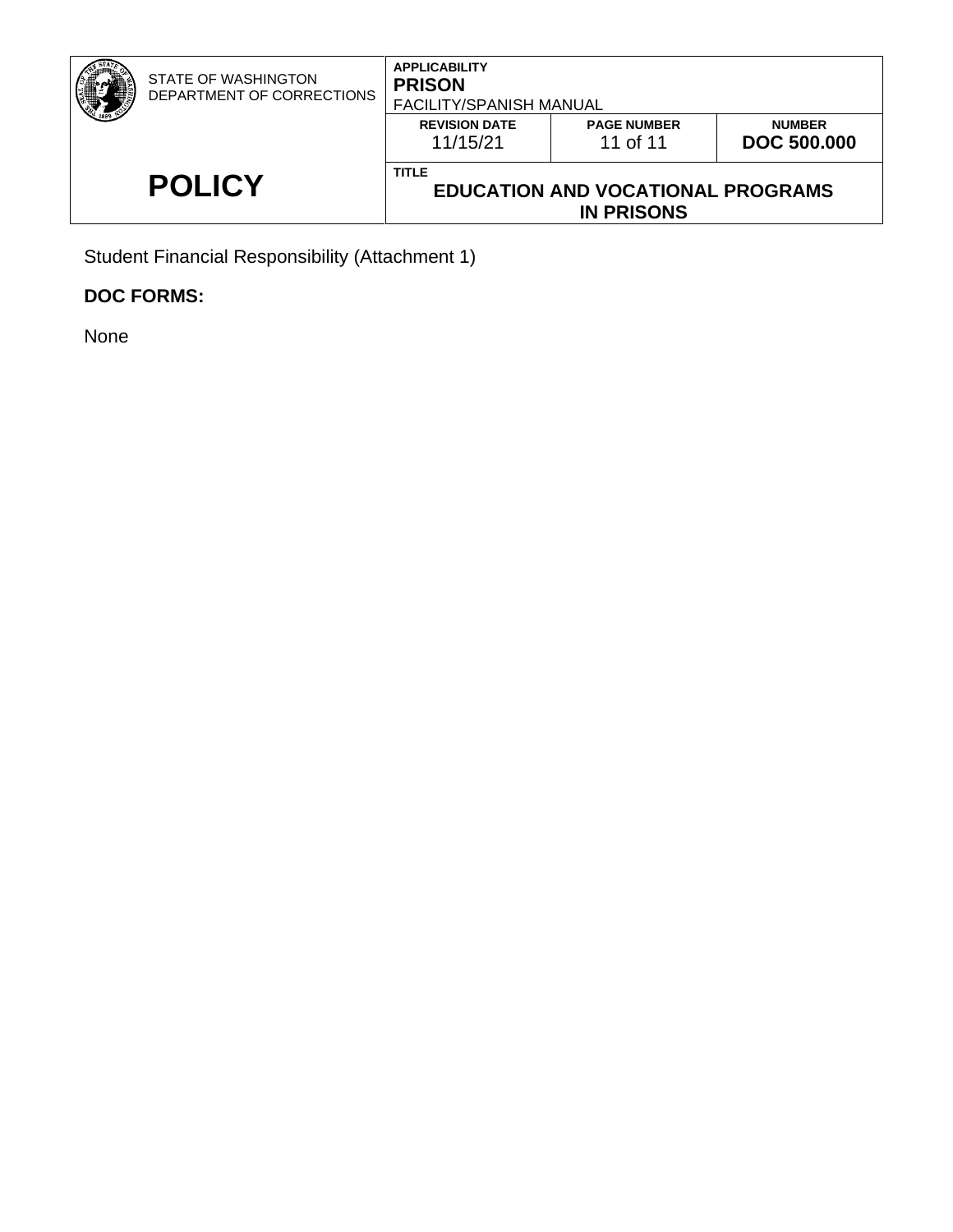Student Financial Responsibility (Attachment 1)

**DOC FORMS:**

None